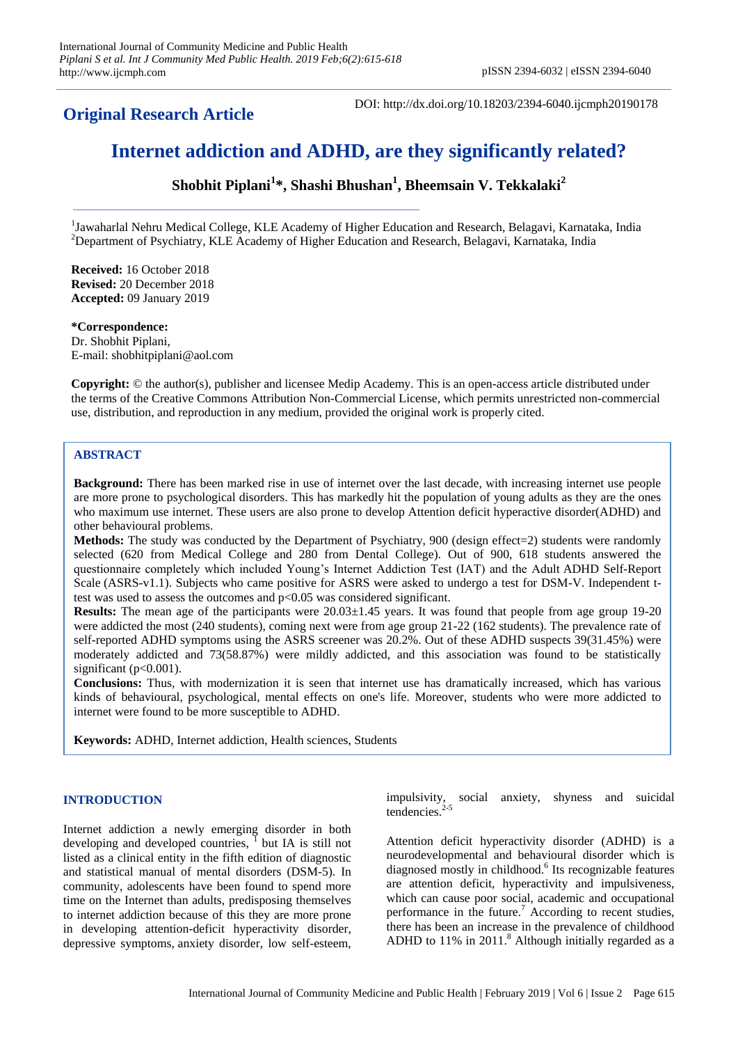**Original Research Article**

DOI: http://dx.doi.org/10.18203/2394-6040.ijcmph20190178

# Internet addiction and ADHD, are they significantly related?

**Shobhit Piplani[1]\*, Shashi Bhushan[1], Bheemsain V. Tekkalaki[2]**

[1]Jawaharlal Nehru Medical College, KLE Academy of Higher Education and Research, Belagavi, Karnataka, India
[2]Department of Psychiatry, KLE Academy of Higher Education and Research, Belagavi, Karnataka, India

**Received:** 16 October 2018
**Revised:** 20 December 2018
**Accepted:** 09 January 2019

**\*Correspondence:**
Dr. Shobhit Piplani,
E-mail: shobhitpiplani@aol.com

**Copyright:** © the author(s), publisher and licensee Medip Academy. This is an open-access article distributed under the terms of the Creative Commons Attribution Non-Commercial License, which permits unrestricted non-commercial use, distribution, and reproduction in any medium, provided the original work is properly cited.

## ABSTRACT

**Background:** There has been marked rise in use of internet over the last decade, with increasing internet use people are more prone to psychological disorders. This has markedly hit the population of young adults as they are the ones who maximum use internet. These users are also prone to develop Attention deficit hyperactive disorder(ADHD) and other behavioural problems.

**Methods:** The study was conducted by the Department of Psychiatry, 900 (design effect=2) students were randomly selected (620 from Medical College and 280 from Dental College). Out of 900, 618 students answered the questionnaire completely which included Young's Internet Addiction Test (IAT) and the Adult ADHD Self-Report Scale (ASRS-v1.1). Subjects who came positive for ASRS were asked to undergo a test for DSM-V. Independent t-test was used to assess the outcomes and $p<0.05$ was considered significant.

**Results:** The mean age of the participants were 20.03±1.45 years. It was found that people from age group 19-20 were addicted the most (240 students), coming next were from age group 21-22 (162 students). The prevalence rate of self-reported ADHD symptoms using the ASRS screener was 20.2%. Out of these ADHD suspects 39(31.45%) were moderately addicted and 73(58.87%) were mildly addicted, and this association was found to be statistically significant ($p<0.001$).

**Conclusions:** Thus, with modernization it is seen that internet use has dramatically increased, which has various kinds of behavioural, psychological, mental effects on one's life. Moreover, students who were more addicted to internet were found to be more susceptible to ADHD.

**Keywords:** ADHD, Internet addiction, Health sciences, Students

## INTRODUCTION

Internet addiction a newly emerging disorder in both developing and developed countries, [1] but IA is still not listed as a clinical entity in the fifth edition of diagnostic and statistical manual of mental disorders (DSM-5). In community, adolescents have been found to spend more time on the Internet than adults, predisposing themselves to internet addiction because of this they are more prone in developing attention-deficit hyperactivity disorder, depressive symptoms, anxiety disorder, low self-esteem, impulsivity, social anxiety, shyness and suicidal tendencies.[2-5]

Attention deficit hyperactivity disorder (ADHD) is a neurodevelopmental and behavioural disorder which is diagnosed mostly in childhood.[6] Its recognizable features are attention deficit, hyperactivity and impulsiveness, which can cause poor social, academic and occupational performance in the future.[7] According to recent studies, there has been an increase in the prevalence of childhood ADHD to 11% in 2011.[8] Although initially regarded as a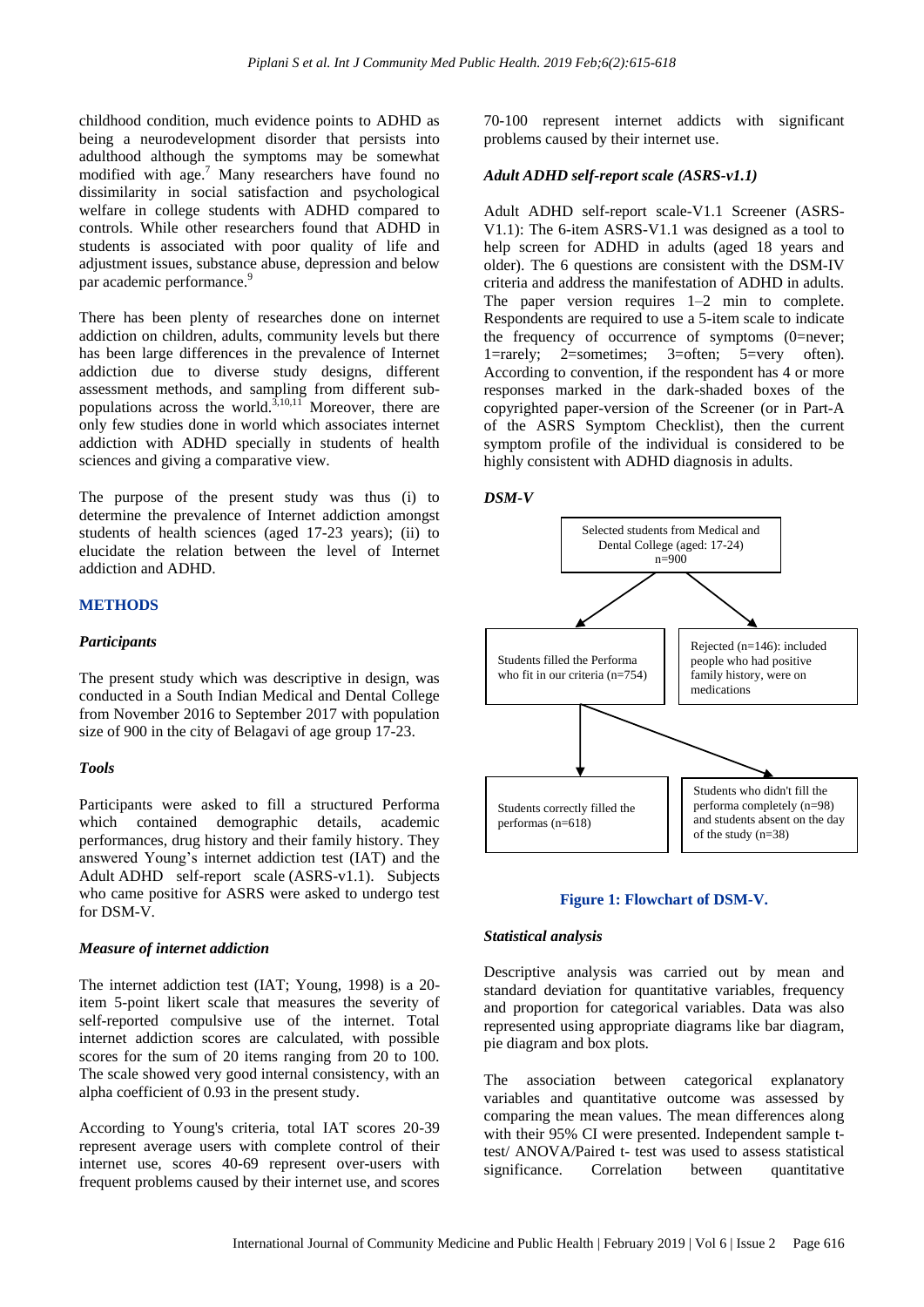childhood condition, much evidence points to ADHD as being a neurodevelopment disorder that persists into adulthood although the symptoms may be somewhat modified with age.[7] Many researchers have found no dissimilarity in social satisfaction and psychological welfare in college students with ADHD compared to controls. While other researchers found that ADHD in students is associated with poor quality of life and adjustment issues, substance abuse, depression and below par academic performance.[9]

There has been plenty of researches done on internet addiction on children, adults, community levels but there has been large differences in the prevalence of Internet addiction due to diverse study designs, different assessment methods, and sampling from different sub-populations across the world.[3,10,11] Moreover, there are only few studies done in world which associates internet addiction with ADHD specially in students of health sciences and giving a comparative view.

The purpose of the present study was thus (i) to determine the prevalence of Internet addiction amongst students of health sciences (aged 17-23 years); (ii) to elucidate the relation between the level of Internet addiction and ADHD.

## METHODS

### *Participants*

The present study which was descriptive in design, was conducted in a South Indian Medical and Dental College from November 2016 to September 2017 with population size of 900 in the city of Belagavi of age group 17-23.

### *Tools*

Participants were asked to fill a structured Performa which contained demographic details, academic performances, drug history and their family history. They answered Young's internet addiction test (IAT) and the Adult ADHD self-report scale (ASRS-v1.1). Subjects who came positive for ASRS were asked to undergo test for DSM-V.

### *Measure of internet addiction*

The internet addiction test (IAT; Young, 1998) is a 20-item 5-point likert scale that measures the severity of self-reported compulsive use of the internet. Total internet addiction scores are calculated, with possible scores for the sum of 20 items ranging from 20 to 100. The scale showed very good internal consistency, with an alpha coefficient of 0.93 in the present study.

According to Young's criteria, total IAT scores 20-39 represent average users with complete control of their internet use, scores 40-69 represent over-users with frequent problems caused by their internet use, and scores 70-100 represent internet addicts with significant problems caused by their internet use.

### *Adult ADHD self-report scale (ASRS-v1.1)*

Adult ADHD self-report scale-V1.1 Screener (ASRS-V1.1): The 6-item ASRS-V1.1 was designed as a tool to help screen for ADHD in adults (aged 18 years and older). The 6 questions are consistent with the DSM-IV criteria and address the manifestation of ADHD in adults. The paper version requires 1–2 min to complete. Respondents are required to use a 5-item scale to indicate the frequency of occurrence of symptoms (0=never; 1=rarely; 2=sometimes; 3=often; 5=very often). According to convention, if the respondent has 4 or more responses marked in the dark-shaded boxes of the copyrighted paper-version of the Screener (or in Part-A of the ASRS Symptom Checklist), then the current symptom profile of the individual is considered to be highly consistent with ADHD diagnosis in adults.

### *DSM-V*

Selected students from Medical and Dental College (aged: 17-24) n=900

Students filled the Performa who fit in our criteria (n=754)

Rejected (n=146): included people who had positive family history, were on medications

Students correctly filled the performas (n=618)

Students who didn't fill the performa completely (n=98) and students absent on the day of the study (n=38)

**Figure 1: Flowchart of DSM-V.**

### *Statistical analysis*

Descriptive analysis was carried out by mean and standard deviation for quantitative variables, frequency and proportion for categorical variables. Data was also represented using appropriate diagrams like bar diagram, pie diagram and box plots.

The association between categorical explanatory variables and quantitative outcome was assessed by comparing the mean values. The mean differences along with their 95% CI were presented. Independent sample t-test/ ANOVA/Paired t- test was used to assess statistical significance. Correlation between quantitative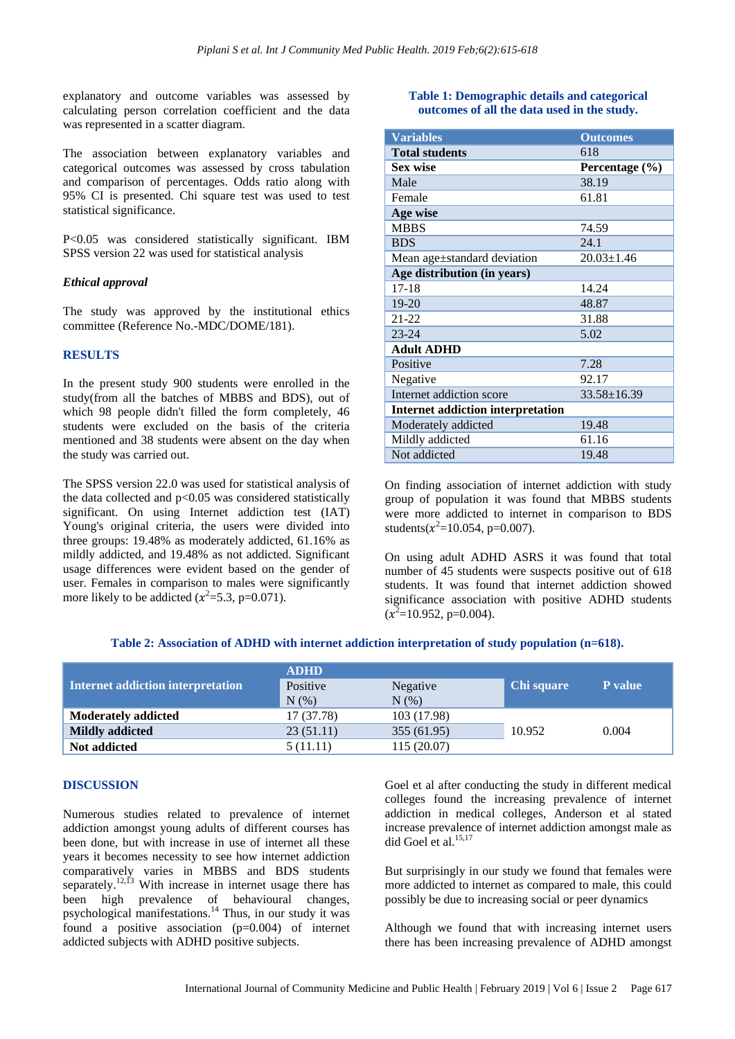explanatory and outcome variables was assessed by calculating person correlation coefficient and the data was represented in a scatter diagram.

The association between explanatory variables and categorical outcomes was assessed by cross tabulation and comparison of percentages. Odds ratio along with 95% CI is presented. Chi square test was used to test statistical significance.

P<0.05 was considered statistically significant. IBM SPSS version 22 was used for statistical analysis

### *Ethical approval*

The study was approved by the institutional ethics committee (Reference No.-MDC/DOME/181).

## RESULTS

In the present study 900 students were enrolled in the study(from all the batches of MBBS and BDS), out of which 98 people didn't filled the form completely, 46 students were excluded on the basis of the criteria mentioned and 38 students were absent on the day when the study was carried out.

The SPSS version 22.0 was used for statistical analysis of the data collected and p<0.05 was considered statistically significant. On using Internet addiction test (IAT) Young's original criteria, the users were divided into three groups: 19.48% as moderately addicted, 61.16% as mildly addicted, and 19.48% as not addicted. Significant usage differences were evident based on the gender of user. Females in comparison to males were significantly more likely to be addicted ($x^2$=5.3, p=0.071).

**Table 1: Demographic details and categorical outcomes of all the data used in the study.**

| Variables | Outcomes |
|---|---|
| **Total students** | 618 |
| **Sex wise** | **Percentage (%)** |
| Male | 38.19 |
| Female | 61.81 |
| **Age wise** | |
| MBBS | 74.59 |
| BDS | 24.1 |
| Mean age±standard deviation | 20.03±1.46 |
| **Age distribution (in years)** | |
| 17-18 | 14.24 |
| 19-20 | 48.87 |
| 21-22 | 31.88 |
| 23-24 | 5.02 |
| **Adult ADHD** | |
| Positive | 7.28 |
| Negative | 92.17 |
| Internet addiction score | 33.58±16.39 |
| **Internet addiction interpretation** | |
| Moderately addicted | 19.48 |
| Mildly addicted | 61.16 |
| Not addicted | 19.48 |

On finding association of internet addiction with study group of population it was found that MBBS students were more addicted to internet in comparison to BDS students($x^2$=10.054, p=0.007).

On using adult ADHD ASRS it was found that total number of 45 students were suspects positive out of 618 students. It was found that internet addiction showed significance association with positive ADHD students ($x^2$=10.952, p=0.004).

**Table 2: Association of ADHD with internet addiction interpretation of study population (n=618).**

| Internet addiction interpretation | ADHD | | Chi square | P value |
|---|---|---|---|---|
| | Positive N (%) | Negative N (%) | | |
| **Moderately addicted** | 17 (37.78) | 103 (17.98) | | |
| **Mildly addicted** | 23 (51.11) | 355 (61.95) | 10.952 | 0.004 |
| **Not addicted** | 5 (11.11) | 115 (20.07) | | |

## DISCUSSION

Numerous studies related to prevalence of internet addiction amongst young adults of different courses has been done, but with increase in use of internet all these years it becomes necessity to see how internet addiction comparatively varies in MBBS and BDS students separately.[12,13] With increase in internet usage there has been high prevalence of behavioural changes, psychological manifestations.[14] Thus, in our study it was found a positive association (p=0.004) of internet addicted subjects with ADHD positive subjects.

Goel et al after conducting the study in different medical colleges found the increasing prevalence of internet addiction in medical colleges, Anderson et al stated increase prevalence of internet addiction amongst male as did Goel et al.[15,17]

But surprisingly in our study we found that females were more addicted to internet as compared to male, this could possibly be due to increasing social or peer dynamics

Although we found that with increasing internet users there has been increasing prevalence of ADHD amongst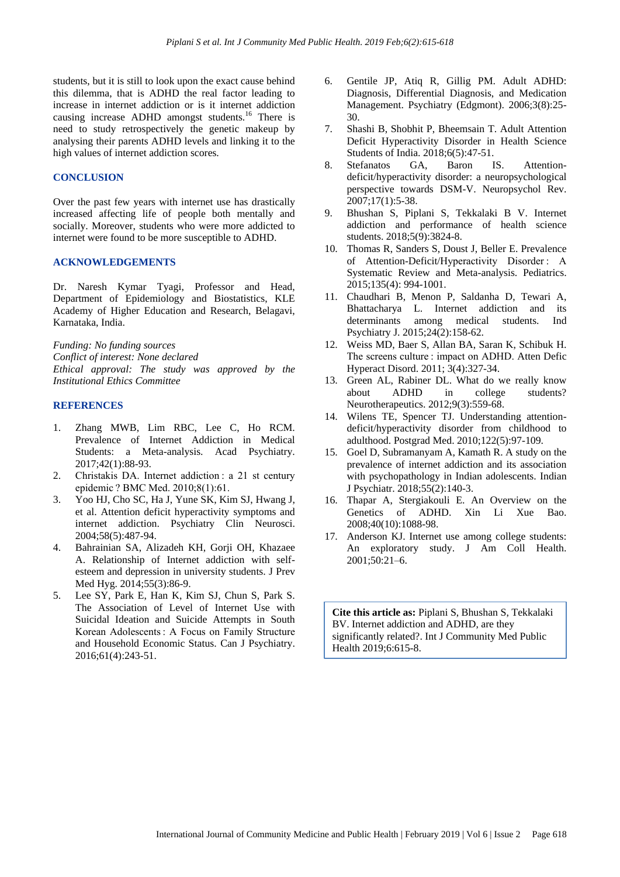students, but it is still to look upon the exact cause behind this dilemma, that is ADHD the real factor leading to increase in internet addiction or is it internet addiction causing increase ADHD amongst students.[16] There is need to study retrospectively the genetic makeup by analysing their parents ADHD levels and linking it to the high values of internet addiction scores.

## CONCLUSION

Over the past few years with internet use has drastically increased affecting life of people both mentally and socially. Moreover, students who were more addicted to internet were found to be more susceptible to ADHD.

## ACKNOWLEDGEMENTS

Dr. Naresh Kymar Tyagi, Professor and Head, Department of Epidemiology and Biostatistics, KLE Academy of Higher Education and Research, Belagavi, Karnataka, India.

*Funding: No funding sources*
*Conflict of interest: None declared*
*Ethical approval: The study was approved by the Institutional Ethics Committee*

## REFERENCES

1. Zhang MWB, Lim RBC, Lee C, Ho RCM. Prevalence of Internet Addiction in Medical Students: a Meta-analysis. Acad Psychiatry. 2017;42(1):88-93.
2. Christakis DA. Internet addiction : a 21 st century epidemic ? BMC Med. 2010;8(1):61.
3. Yoo HJ, Cho SC, Ha J, Yune SK, Kim SJ, Hwang J, et al. Attention deficit hyperactivity symptoms and internet addiction. Psychiatry Clin Neurosci. 2004;58(5):487-94.
4. Bahrainian SA, Alizadeh KH, Gorji OH, Khazaee A. Relationship of Internet addiction with self-esteem and depression in university students. J Prev Med Hyg. 2014;55(3):86-9.
5. Lee SY, Park E, Han K, Kim SJ, Chun S, Park S. The Association of Level of Internet Use with Suicidal Ideation and Suicide Attempts in South Korean Adolescents : A Focus on Family Structure and Household Economic Status. Can J Psychiatry. 2016;61(4):243-51.
6. Gentile JP, Atiq R, Gillig PM. Adult ADHD: Diagnosis, Differential Diagnosis, and Medication Management. Psychiatry (Edgmont). 2006;3(8):25-30.
7. Shashi B, Shobhit P, Bheemsain T. Adult Attention Deficit Hyperactivity Disorder in Health Science Students of India. 2018;6(5):47-51.
8. Stefanatos GA, Baron IS. Attention-deficit/hyperactivity disorder: a neuropsychological perspective towards DSM-V. Neuropsychol Rev. 2007;17(1):5-38.
9. Bhushan S, Piplani S, Tekkalaki B V. Internet addiction and performance of health science students. 2018;5(9):3824-8.
10. Thomas R, Sanders S, Doust J, Beller E. Prevalence of Attention-Deficit/Hyperactivity Disorder : A Systematic Review and Meta-analysis. Pediatrics. 2015;135(4): 994-1001.
11. Chaudhari B, Menon P, Saldanha D, Tewari A, Bhattacharya L. Internet addiction and its determinants among medical students. Ind Psychiatry J. 2015;24(2):158-62.
12. Weiss MD, Baer S, Allan BA, Saran K, Schibuk H. The screens culture : impact on ADHD. Atten Defic Hyperact Disord. 2011; 3(4):327-34.
13. Green AL, Rabiner DL. What do we really know about ADHD in college students? Neurotherapeutics. 2012;9(3):559-68.
14. Wilens TE, Spencer TJ. Understanding attention-deficit/hyperactivity disorder from childhood to adulthood. Postgrad Med. 2010;122(5):97-109.
15. Goel D, Subramanyam A, Kamath R. A study on the prevalence of internet addiction and its association with psychopathology in Indian adolescents. Indian J Psychiatr. 2018;55(2):140-3.
16. Thapar A, Stergiakouli E. An Overview on the Genetics of ADHD. Xin Li Xue Bao. 2008;40(10):1088-98.
17. Anderson KJ. Internet use among college students: An exploratory study. J Am Coll Health. 2001;50:21–6.

**Cite this article as:** Piplani S, Bhushan S, Tekkalaki BV. Internet addiction and ADHD, are they significantly related?. Int J Community Med Public Health 2019;6:615-8.